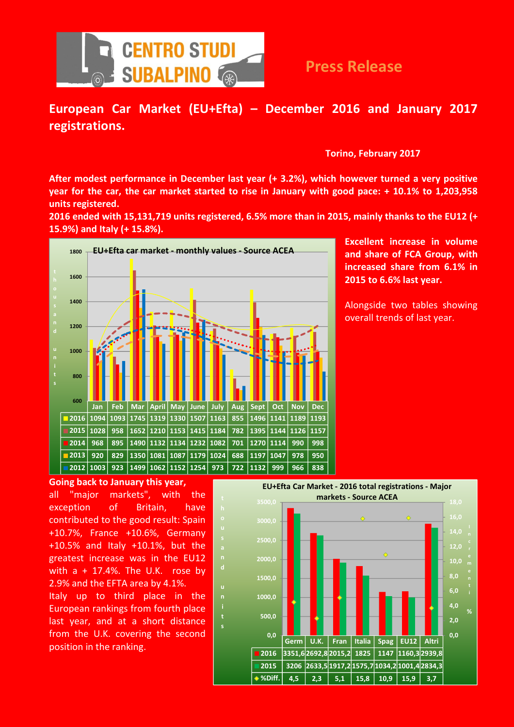CENTRO STUDI SUBALPINO

**Press Release**

# European Car Market (EU+Efta) – December 2016 and January 2017 registrations.

**Torino, February 2017**

**After modest performance in December last year (+ 3.2%), which however turned a very positive year for the car, the car market started to rise in January with good pace: + 10.1% to 1,203,958 units registered.**

**2016 ended with 15,131,719 units registered, 6.5% more than in 2015, mainly thanks to the EU12 (+ 15.9%) and Italy (+ 15.8%).**

**Excellent increase in volume and share of FCA Group, with increased share from 6.1% in 2015 to 6.6% last year.**

Alongside two tables showing overall trends of last year.

**EU+Efta car market - monthly values - Source ACEA** (thousand units)

| | Jan | Feb | Mar | April | May | June | July | Aug | Sept | Oct | Nov | Dec |
|---|---|---|---|---|---|---|---|---|---|---|---|---|
| 2016 | 1094 | 1093 | 1745 | 1319 | 1330 | 1507 | 1163 | 855 | 1496 | 1141 | 1189 | 1193 |
| 2015 | 1028 | 958 | 1652 | 1210 | 1153 | 1415 | 1184 | 782 | 1395 | 1144 | 1126 | 1157 |
| 2014 | 968 | 895 | 1490 | 1132 | 1134 | 1232 | 1082 | 701 | 1270 | 1114 | 990 | 998 |
| 2013 | 920 | 829 | 1350 | 1081 | 1087 | 1179 | 1024 | 688 | 1197 | 1047 | 978 | 950 |
| 2012 | 1003 | 923 | 1499 | 1062 | 1152 | 1254 | 973 | 722 | 1132 | 999 | 966 | 838 |

**Going back to January this year,** all "major markets", with the exception of Britain, have contributed to the good result: Spain +10.7%, France +10.6%, Germany +10.5% and Italy +10.1%, but the greatest increase was in the EU12 with a + 17.4%. The U.K. rose by 2.9% and the EFTA area by 4.1%.

Italy up to third place in the European rankings from fourth place last year, and at a short distance from the U.K. covering the second position in the ranking.

**EU+Efta Car Market - 2016 total registrations - Major markets - Source ACEA** (thousand units; increment %)

| | Germ | U.K. | Fran | Italia | Spag | EU12 | Altri |
|---|---|---|---|---|---|---|---|
| 2016 | 3351,6 | 2692,8 | 2015,2 | 1825 | 1147 | 1160,3 | 2939,8 |
| 2015 | 3206 | 2633,5 | 1917,2 | 1575,7 | 1034,2 | 1001,4 | 2834,3 |
| %Diff. | 4,5 | 2,3 | 5,1 | 15,8 | 10,9 | 15,9 | 3,7 |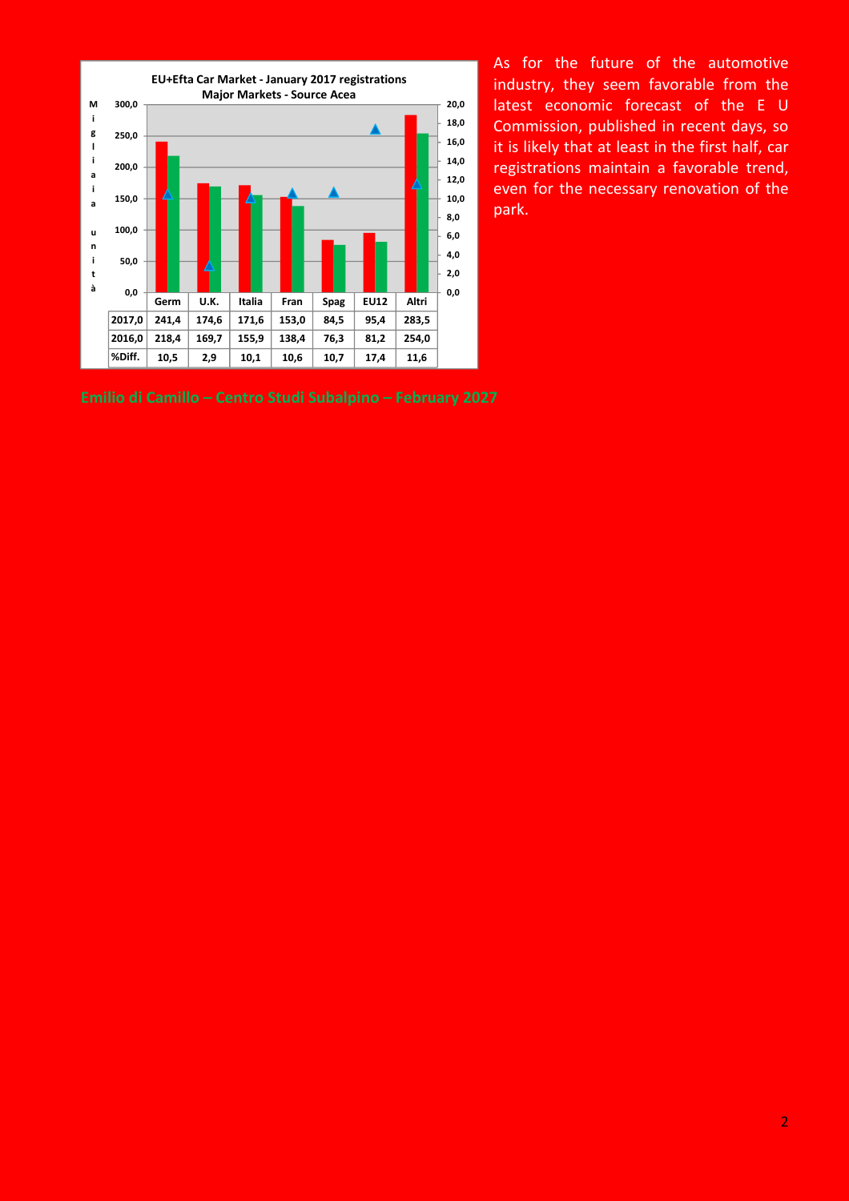EU+Efta Car Market - January 2017 registrations
Major Markets - Source Acea

Migliaia unità

300,0
250,0
200,0
150,0
100,0
50,0
0,0

20,0
18,0
16,0
14,0
12,0
10,0
8,0
6,0
4,0
2,0
0,0

| | Germ | U.K. | Italia | Fran | Spag | EU12 | Altri |
|---|---|---|---|---|---|---|---|
| 2017,0 | 241,4 | 174,6 | 171,6 | 153,0 | 84,5 | 95,4 | 283,5 |
| 2016,0 | 218,4 | 169,7 | 155,9 | 138,4 | 76,3 | 81,2 | 254,0 |
| %Diff. | 10,5 | 2,9 | 10,1 | 10,6 | 10,7 | 17,4 | 11,6 |

As for the future of the automotive industry, they seem favorable from the latest economic forecast of the E U Commission, published in recent days, so it is likely that at least in the first half, car registrations maintain a favorable trend, even for the necessary renovation of the park.

**Emilio di Camillo – Centro Studi Subalpino – February 2027**